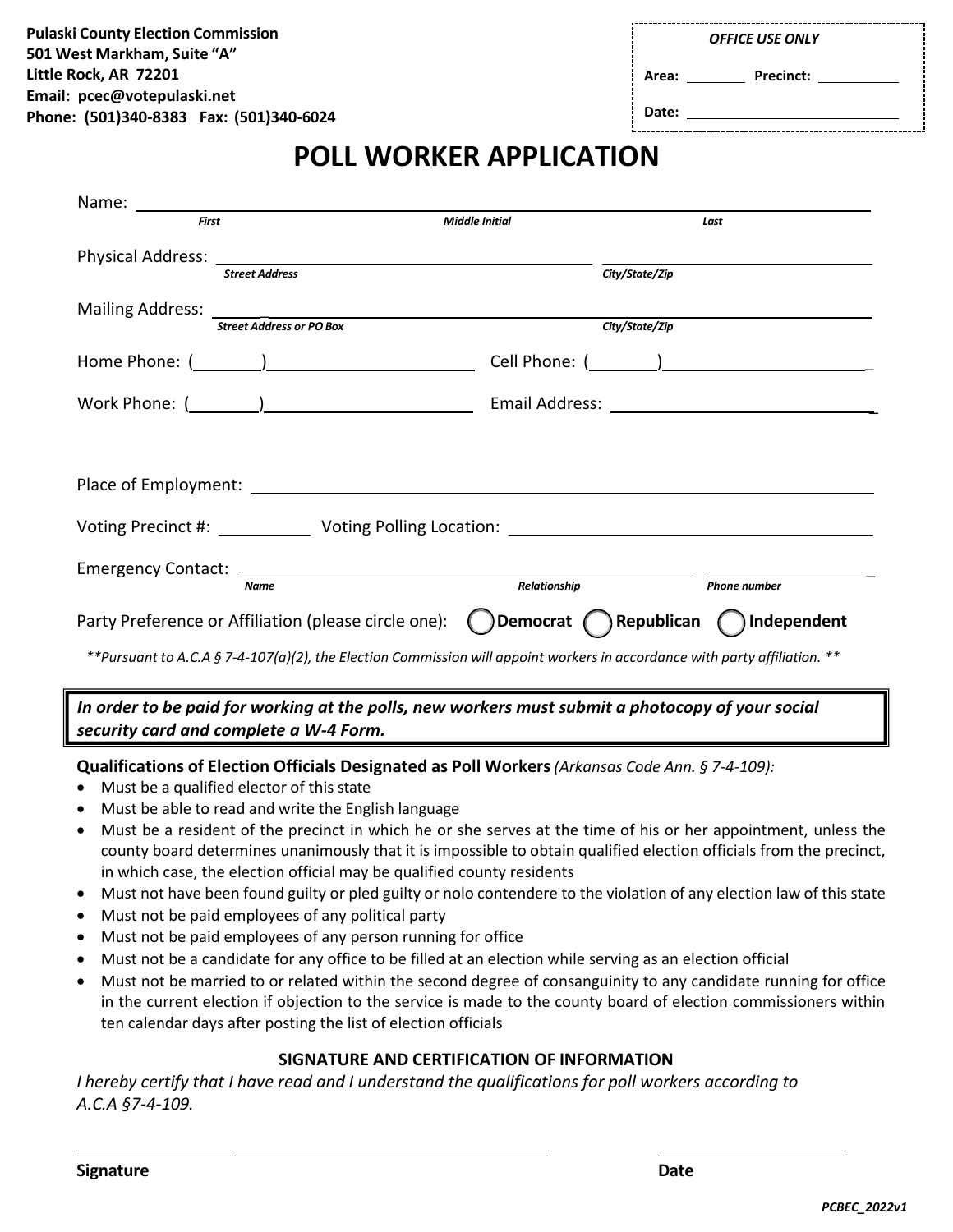**Pulaski County Election Commission**
**501 West Markham, Suite "A"**
**Little Rock, AR 72201**
**Email: pcec@votepulaski.net**
**Phone: (501)340-8383 Fax: (501)340-6024**

*OFFICE USE ONLY*

Area: ________ Precinct: __________

Date: ______________________________

# POLL WORKER APPLICATION

Name: ________________________________________________________________
*First* *Middle Initial* *Last*

Physical Address: ________________________________ ________________________________
*Street Address* *City/State/Zip*

Mailing Address: ________________________________ ________________________________
*Street Address or PO Box* *City/State/Zip*

Home Phone: (_______)____________________ Cell Phone: (_______)____________________

Work Phone: (_______)____________________ Email Address: ____________________________

Place of Employment: ______________________________________________________________

Voting Precinct #: __________ Voting Polling Location: __________________________________

Emergency Contact: ________________________________ ____________________
*Name* *Relationship* *Phone number*

Party Preference or Affiliation (please circle one): **Democrat** **Republican** **Independent**

*\*\*Pursuant to A.C.A § 7-4-107(a)(2), the Election Commission will appoint workers in accordance with party affiliation. \*\**

***In order to be paid for working at the polls, new workers must submit a photocopy of your social security card and complete a W-4 Form.***

**Qualifications of Election Officials Designated as Poll Workers** *(Arkansas Code Ann. § 7-4-109):*

- Must be a qualified elector of this state
- Must be able to read and write the English language
- Must be a resident of the precinct in which he or she serves at the time of his or her appointment, unless the county board determines unanimously that it is impossible to obtain qualified election officials from the precinct, in which case, the election official may be qualified county residents
- Must not have been found guilty or pled guilty or nolo contendere to the violation of any election law of this state
- Must not be paid employees of any political party
- Must not be paid employees of any person running for office
- Must not be a candidate for any office to be filled at an election while serving as an election official
- Must not be married to or related within the second degree of consanguinity to any candidate running for office in the current election if objection to the service is made to the county board of election commissioners within ten calendar days after posting the list of election officials

### SIGNATURE AND CERTIFICATION OF INFORMATION

*I hereby certify that I have read and I understand the qualifications for poll workers according to A.C.A §7-4-109.*

________________________________________ ____________________
**Signature** **Date**

*PCBEC_2022v1*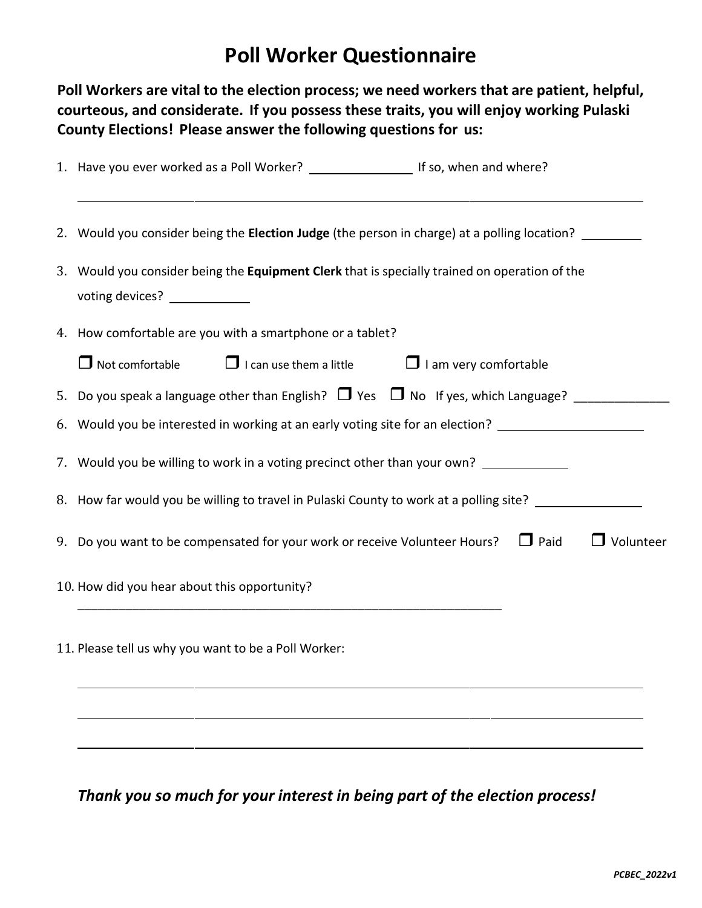# Poll Worker Questionnaire

**Poll Workers are vital to the election process; we need workers that are patient, helpful, courteous, and considerate. If you possess these traits, you will enjoy working Pulaski County Elections! Please answer the following questions for us:**

1. Have you ever worked as a Poll Worker? ______________ If so, when and where?

   ______________________________________________________________________

2. Would you consider being the **Election Judge** (the person in charge) at a polling location? ________

3. Would you consider being the **Equipment Clerk** that is specially trained on operation of the voting devices? ___________

4. How comfortable are you with a smartphone or a tablet?

   ☐ Not comfortable ☐ I can use them a little ☐ I am very comfortable

5. Do you speak a language other than English? ☐ Yes ☐ No If yes, which Language? ______________

6. Would you be interested in working at an early voting site for an election? ___________________

7. Would you be willing to work in a voting precinct other than your own? ___________

8. How far would you be willing to travel in Pulaski County to work at a polling site? ______________

9. Do you want to be compensated for your work or receive Volunteer Hours? ☐ Paid ☐ Volunteer

10. How did you hear about this opportunity?

    _______________________________________________________________

11. Please tell us why you want to be a Poll Worker:

    ______________________________________________________________________

    ______________________________________________________________________

    ______________________________________________________________________

***Thank you so much for your interest in being part of the election process!***

*PCBEC_2022v1*